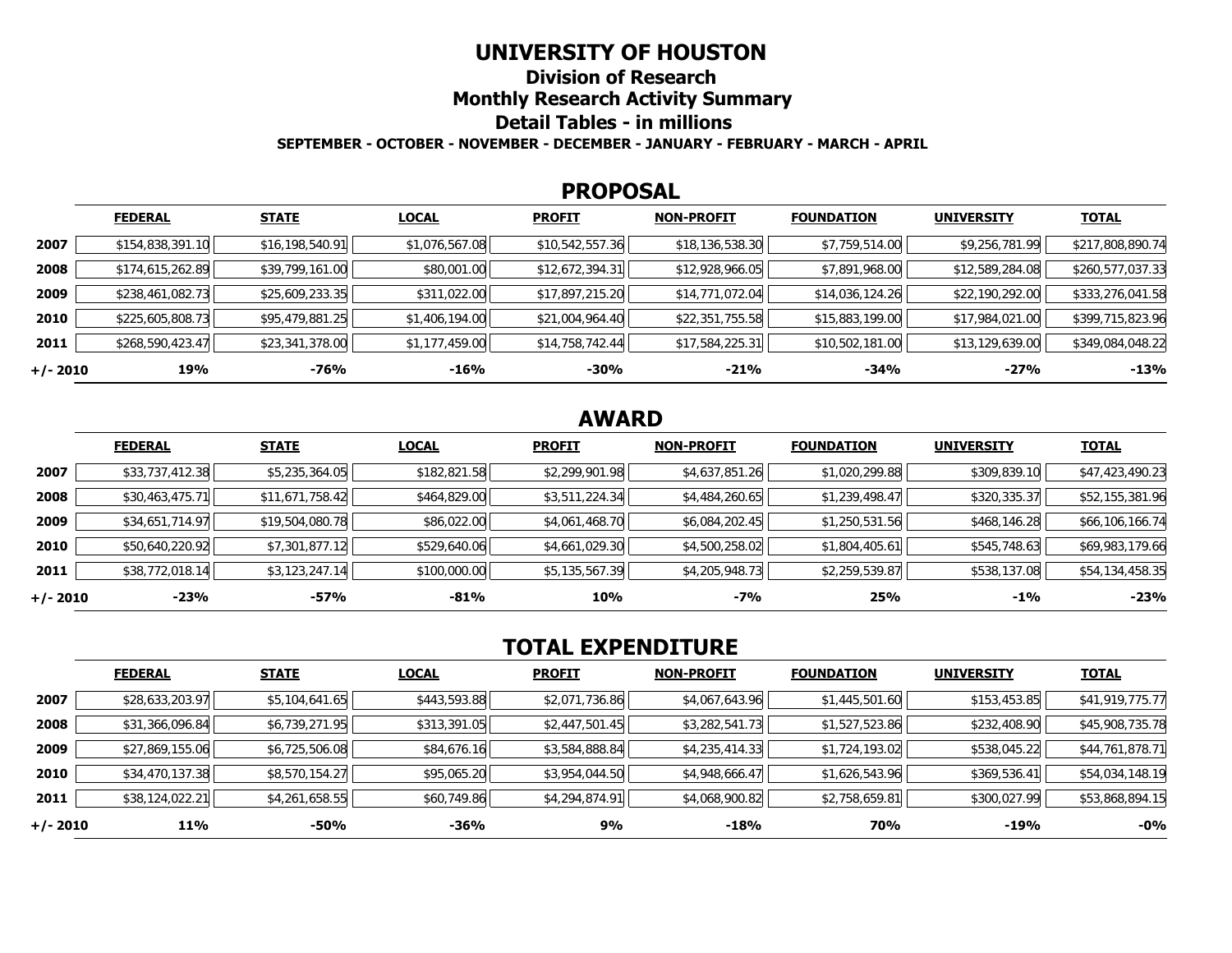# UNIVERSITY OF HOUSTON

## Division of Research

## Monthly Research Activity Summary

## Detail Tables - in millions

**SEPTEMBER - OCTOBER - NOVEMBER - DECEMBER - JANUARY - FEBRUARY - MARCH - APRIL**

### PROPOSAL

| | FEDERAL | STATE | LOCAL | PROFIT | NON-PROFIT | FOUNDATION | UNIVERSITY | TOTAL |
|---|---|---|---|---|---|---|---|---|
| **2007** | $154,838,391.10 | $16,198,540.91 | $1,076,567.08 | $10,542,557.36 | $18,136,538.30 | $7,759,514.00 | $9,256,781.99 | $217,808,890.74 |
| **2008** | $174,615,262.89 | $39,799,161.00 | $80,001.00 | $12,672,394.31 | $12,928,966.05 | $7,891,968.00 | $12,589,284.08 | $260,577,037.33 |
| **2009** | $238,461,082.73 | $25,609,233.35 | $311,022.00 | $17,897,215.20 | $14,771,072.04 | $14,036,124.26 | $22,190,292.00 | $333,276,041.58 |
| **2010** | $225,605,808.73 | $95,479,881.25 | $1,406,194.00 | $21,004,964.40 | $22,351,755.58 | $15,883,199.00 | $17,984,021.00 | $399,715,823.96 |
| **2011** | $268,590,423.47 | $23,341,378.00 | $1,177,459.00 | $14,758,742.44 | $17,584,225.31 | $10,502,181.00 | $13,129,639.00 | $349,084,048.22 |
| **+/- 2010** | **19%** | **-76%** | **-16%** | **-30%** | **-21%** | **-34%** | **-27%** | **-13%** |

### AWARD

| | FEDERAL | STATE | LOCAL | PROFIT | NON-PROFIT | FOUNDATION | UNIVERSITY | TOTAL |
|---|---|---|---|---|---|---|---|---|
| **2007** | $33,737,412.38 | $5,235,364.05 | $182,821.58 | $2,299,901.98 | $4,637,851.26 | $1,020,299.88 | $309,839.10 | $47,423,490.23 |
| **2008** | $30,463,475.71 | $11,671,758.42 | $464,829.00 | $3,511,224.34 | $4,484,260.65 | $1,239,498.47 | $320,335.37 | $52,155,381.96 |
| **2009** | $34,651,714.97 | $19,504,080.78 | $86,022.00 | $4,061,468.70 | $6,084,202.45 | $1,250,531.56 | $468,146.28 | $66,106,166.74 |
| **2010** | $50,640,220.92 | $7,301,877.12 | $529,640.06 | $4,661,029.30 | $4,500,258.02 | $1,804,405.61 | $545,748.63 | $69,983,179.66 |
| **2011** | $38,772,018.14 | $3,123,247.14 | $100,000.00 | $5,135,567.39 | $4,205,948.73 | $2,259,539.87 | $538,137.08 | $54,134,458.35 |
| **+/- 2010** | **-23%** | **-57%** | **-81%** | **10%** | **-7%** | **25%** | **-1%** | **-23%** |

### TOTAL EXPENDITURE

| | FEDERAL | STATE | LOCAL | PROFIT | NON-PROFIT | FOUNDATION | UNIVERSITY | TOTAL |
|---|---|---|---|---|---|---|---|---|
| **2007** | $28,633,203.97 | $5,104,641.65 | $443,593.88 | $2,071,736.86 | $4,067,643.96 | $1,445,501.60 | $153,453.85 | $41,919,775.77 |
| **2008** | $31,366,096.84 | $6,739,271.95 | $313,391.05 | $2,447,501.45 | $3,282,541.73 | $1,527,523.86 | $232,408.90 | $45,908,735.78 |
| **2009** | $27,869,155.06 | $6,725,506.08 | $84,676.16 | $3,584,888.84 | $4,235,414.33 | $1,724,193.02 | $538,045.22 | $44,761,878.71 |
| **2010** | $34,470,137.38 | $8,570,154.27 | $95,065.20 | $3,954,044.50 | $4,948,666.47 | $1,626,543.96 | $369,536.41 | $54,034,148.19 |
| **2011** | $38,124,022.21 | $4,261,658.55 | $60,749.86 | $4,294,874.91 | $4,068,900.82 | $2,758,659.81 | $300,027.99 | $53,868,894.15 |
| **+/- 2010** | **11%** | **-50%** | **-36%** | **9%** | **-18%** | **70%** | **-19%** | **-0%** |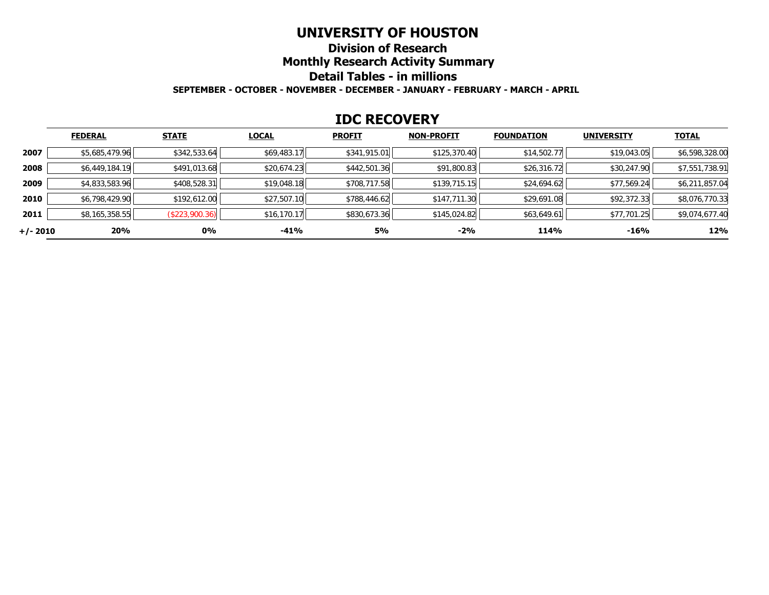# UNIVERSITY OF HOUSTON

## Division of Research

## Monthly Research Activity Summary

## Detail Tables - in millions

**SEPTEMBER - OCTOBER - NOVEMBER - DECEMBER - JANUARY - FEBRUARY - MARCH - APRIL**

## IDC RECOVERY

| | FEDERAL | STATE | LOCAL | PROFIT | NON-PROFIT | FOUNDATION | UNIVERSITY | TOTAL |
|---|---|---|---|---|---|---|---|---|
| **2007** | $5,685,479.96 | $342,533.64 | $69,483.17 | $341,915.01 | $125,370.40 | $14,502.77 | $19,043.05 | $6,598,328.00 |
| **2008** | $6,449,184.19 | $491,013.68 | $20,674.23 | $442,501.36 | $91,800.83 | $26,316.72 | $30,247.90 | $7,551,738.91 |
| **2009** | $4,833,583.96 | $408,528.31 | $19,048.18 | $708,717.58 | $139,715.15 | $24,694.62 | $77,569.24 | $6,211,857.04 |
| **2010** | $6,798,429.90 | $192,612.00 | $27,507.10 | $788,446.62 | $147,711.30 | $29,691.08 | $92,372.33 | $8,076,770.33 |
| **2011** | $8,165,358.55 | ($223,900.36) | $16,170.17 | $830,673.36 | $145,024.82 | $63,649.61 | $77,701.25 | $9,074,677.40 |
| **+/- 2010** | **20%** | **0%** | **-41%** | **5%** | **-2%** | **114%** | **-16%** | **12%** |